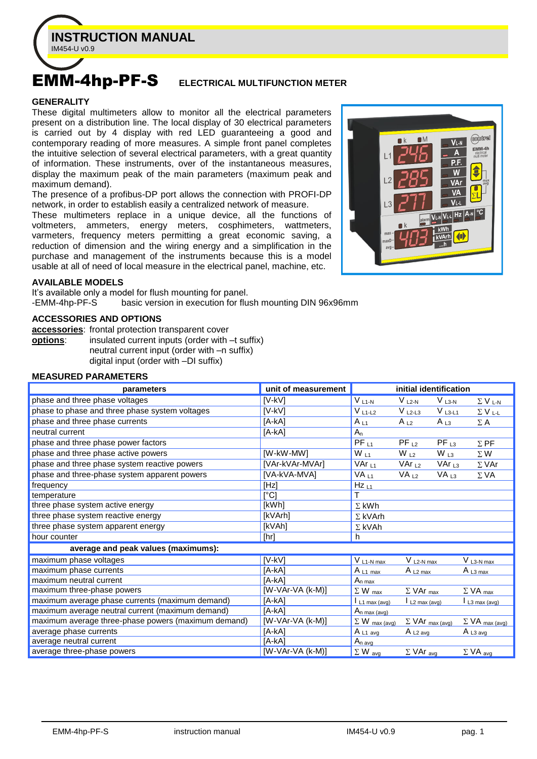# INSTRUCTION MANUAL

IM454-U v0.9

# EMM-4hp-PF-S ELECTRICAL MULTIFUNCTION METER

## GENERALITY

These digital multimeters allow to monitor all the electrical parameters present on a distribution line. The local display of 30 electrical parameters is carried out by 4 display with red LED guaranteeing a good and contemporary reading of more measures. A simple front panel completes the intuitive selection of several electrical parameters, with a great quantity of information. These instruments, over of the instantaneous measures, display the maximum peak of the main parameters (maximum peak and maximum demand).

The presence of a profibus-DP port allows the connection with PROFI-DP network, in order to establish easily a centralized network of measure.

These multimeters replace in a unique device, all the functions of voltmeters, ammeters, energy meters, cosphimeters, wattmeters, varmeters, frequency meters permitting a great economic saving, a reduction of dimension and the wiring energy and a simplification in the purchase and management of the instruments because this is a model usable at all of need of local measure in the electrical panel, machine, etc.

## AVAILABLE MODELS

It's available only a model for flush mounting for panel.

-EMM-4hp-PF-S basic version in execution for flush mounting DIN 96x96mm

## ACCESSORIES AND OPTIONS

**accessories**: frontal protection transparent cover

**options**: insulated current inputs (order with –t suffix)
neutral current input (order with –n suffix)
digital input (order with –DI suffix)

## MEASURED PARAMETERS

| parameters | unit of measurement | initial identification | | | |
|---|---|---|---|---|---|
| phase and three phase voltages | [V-kV] | $V_{L1-N}$ | $V_{L2-N}$ | $V_{L3-N}$ | $\sum V_{L-N}$ |
| phase to phase and three phase system voltages | [V-kV] | $V_{L1-L2}$ | $V_{L2-L3}$ | $V_{L3-L1}$ | $\sum V_{L-L}$ |
| phase and three phase currents | [A-kA] | $A_{L1}$ | $A_{L2}$ | $A_{L3}$ | $\sum A$ |
| neutral current | [A-kA] | $A_n$ | | | |
| phase and three phase power factors | | $PF_{L1}$ | $PF_{L2}$ | $PF_{L3}$ | $\sum PF$ |
| phase and three phase active powers | [W-kW-MW] | $W_{L1}$ | $W_{L2}$ | $W_{L3}$ | $\sum W$ |
| phase and three phase system reactive powers | [VAr-kVAr-MVAr] | $VAr_{L1}$ | $VAr_{L2}$ | $VAr_{L3}$ | $\sum VAr$ |
| phase and three-phase system apparent powers | [VA-kVA-MVA] | $VA_{L1}$ | $VA_{L2}$ | $VA_{L3}$ | $\sum VA$ |
| frequency | [Hz] | $Hz_{L1}$ | | | |
| temperature | [°C] | T | | | |
| three phase system active energy | [kWh] | $\sum kWh$ | | | |
| three phase system reactive energy | [kVArh] | $\sum kVArh$ | | | |
| three phase system apparent energy | [kVAh] | $\sum kVAh$ | | | |
| hour counter | [hr] | h | | | |
| **average and peak values (maximums):** | | | | | |
| maximum phase voltages | [V-kV] | $V_{L1-N\ max}$ | $V_{L2-N\ max}$ | | $V_{L3-N\ max}$ |
| maximum phase currents | [A-kA] | $A_{L1\ max}$ | $A_{L2\ max}$ | | $A_{L3\ max}$ |
| maximum neutral current | [A-kA] | $A_{n\ max}$ | | | |
| maximum three-phase powers | [W-VAr-VA (k-M)] | $\sum W_{max}$ | $\sum VAr_{max}$ | | $\sum VA_{max}$ |
| maximum average phase currents (maximum demand) | [A-kA] | $I_{L1\ max\ (avg)}$ | $I_{L2\ max\ (avg)}$ | | $I_{L3\ max\ (avg)}$ |
| maximum average neutral current (maximum demand) | [A-kA] | $A_{n\ max\ (avg)}$ | | | |
| maximum average three-phase powers (maximum demand) | [W-VAr-VA (k-M)] | $\sum W_{max\ (avg)}$ | $\sum VAr_{max\ (avg)}$ | | $\sum VA_{max\ (avg)}$ |
| average phase currents | [A-kA] | $A_{L1\ avg}$ | $A_{L2\ avg}$ | | $A_{L3\ avg}$ |
| average neutral current | [A-kA] | $A_{n\ avg}$ | | | |
| average three-phase powers | [W-VAr-VA (k-M)] | $\sum W_{avg}$ | $\sum VAr_{avg}$ | | $\sum VA_{avg}$ |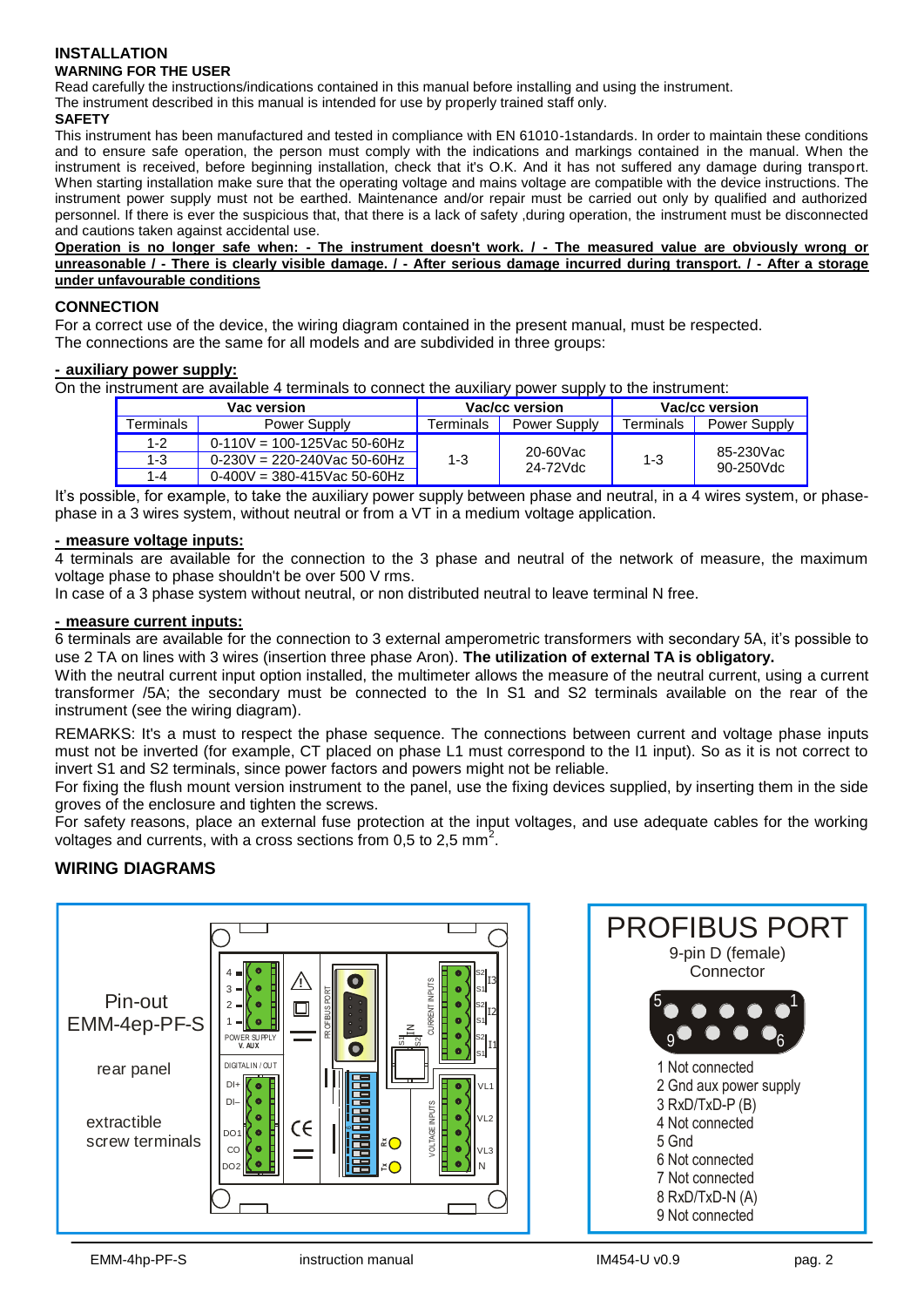# INSTALLATION

## WARNING FOR THE USER

Read carefully the instructions/indications contained in this manual before installing and using the instrument.
The instrument described in this manual is intended for use by properly trained staff only.

## SAFETY

This instrument has been manufactured and tested in compliance with EN 61010-1standards. In order to maintain these conditions and to ensure safe operation, the person must comply with the indications and markings contained in the manual. When the instrument is received, before beginning installation, check that it's O.K. And it has not suffered any damage during transport. When starting installation make sure that the operating voltage and mains voltage are compatible with the device instructions. The instrument power supply must not be earthed. Maintenance and/or repair must be carried out only by qualified and authorized personnel. If there is ever the suspicious that, that there is a lack of safety ,during operation, the instrument must be disconnected and cautions taken against accidental use.

**Operation is no longer safe when: - The instrument doesn't work. / - The measured value are obviously wrong or unreasonable / - There is clearly visible damage. / - After serious damage incurred during transport. / - After a storage under unfavourable conditions**

## CONNECTION

For a correct use of the device, the wiring diagram contained in the present manual, must be respected.
The connections are the same for all models and are subdivided in three groups:

**- auxiliary power supply:**

On the instrument are available 4 terminals to connect the auxiliary power supply to the instrument:

| Vac version | | Vac/cc version | | Vac/cc version | |
|---|---|---|---|---|---|
| Terminals | Power Supply | Terminals | Power Supply | Terminals | Power Supply |
| 1-2 | 0-110V = 100-125Vac 50-60Hz | 1-3 | 20-60Vac 24-72Vdc | 1-3 | 85-230Vac 90-250Vdc |
| 1-3 | 0-230V = 220-240Vac 50-60Hz | | | | |
| 1-4 | 0-400V = 380-415Vac 50-60Hz | | | | |

It's possible, for example, to take the auxiliary power supply between phase and neutral, in a 4 wires system, or phase-phase in a 3 wires system, without neutral or from a VT in a medium voltage application.

**- measure voltage inputs:**

4 terminals are available for the connection to the 3 phase and neutral of the network of measure, the maximum voltage phase to phase shouldn't be over 500 V rms.
In case of a 3 phase system without neutral, or non distributed neutral to leave terminal N free.

**- measure current inputs:**

6 terminals are available for the connection to 3 external amperometric transformers with secondary 5A, it's possible to use 2 TA on lines with 3 wires (insertion three phase Aron). **The utilization of external TA is obligatory.**

With the neutral current input option installed, the multimeter allows the measure of the neutral current, using a current transformer /5A; the secondary must be connected to the In S1 and S2 terminals available on the rear of the instrument (see the wiring diagram).

REMARKS: It's a must to respect the phase sequence. The connections between current and voltage phase inputs must not be inverted (for example, CT placed on phase L1 must correspond to the I1 input). So as it is not correct to invert S1 and S2 terminals, since power factors and powers might not be reliable.

For fixing the flush mount version instrument to the panel, use the fixing devices supplied, by inserting them in the side groves of the enclosure and tighten the screws.

For safety reasons, place an external fuse protection at the input voltages, and use adequate cables for the working voltages and currents, with a cross sections from 0,5 to 2,5 mm$^2$.

## WIRING DIAGRAMS

Pin-out EMM-4ep-PF-S

rear panel

extractible screw terminals

POWER SUPPLY V. AUX: 4, 3, 2, 1

DIGITAL IN / OUT: DI+, DI–, DO1, CO, DO2

PROFIBUS PORT

IN: S1, S2

CURRENT INPUTS: S2, S1 I3; S2, S1 I2; S2, S1 I1

VOLTAGE INPUTS: VL1, VL2, VL3, N

Rx, Tx

**PROFIBUS PORT**

9-pin D (female) Connector

1 Not connected
2 Gnd aux power supply
3 RxD/TxD-P (B)
4 Not connected
5 Gnd
6 Not connected
7 Not connected
8 RxD/TxD-N (A)
9 Not connected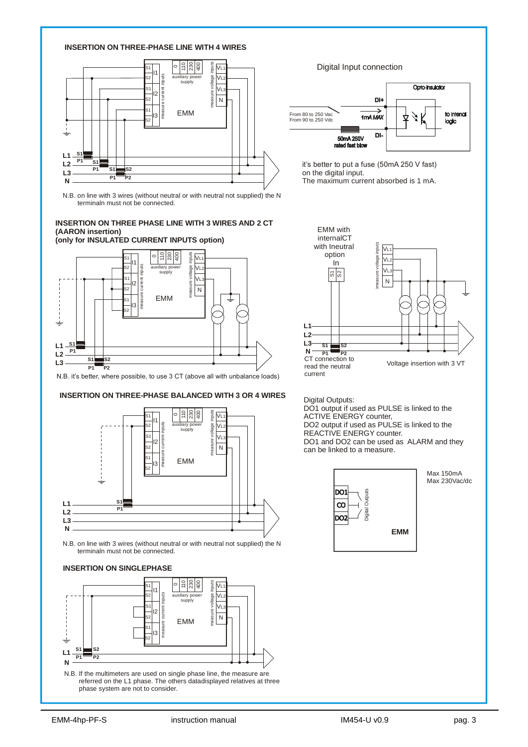## INSERTION ON THREE-PHASE LINE WITH 4 WIRES

N.B. on line with 3 wires (without neutral or with neutral not supplied) the N terminaln must not be connected.

## INSERTION ON THREE PHASE LINE WITH 3 WIRES AND 2 CT (AARON insertion) (only for INSULATED CURRENT INPUTS option)

N.B. it's better, where possible, to use 3 CT (above all with unbalance loads)

## INSERTION ON THREE-PHASE BALANCED WITH 3 OR 4 WIRES

N.B. on line with 3 wires (without neutral or with neutral not supplied) the N terminaln must not be connected.

## INSERTION ON SINGLEPHASE

N.B. If the multimeters are used on single phase line, the measure are referred on the L1 phase. The others datadisplayed relatives at three phase system are not to consider.

Digital Input connection

From 80 to 250 Vac
From 90 to 250 Vdc

1mA MAX

50mA 250V rated fast blow

Opto-Insulator

to intenal logic

it's better to put a fuse (50mA 250 V fast) on the digital input.
The maximum current absorbed is 1 mA.

EMM with internalCT with Ineutral option

CT connection to read the neutral current

Voltage insertion with 3 VT

Digital Outputs:
DO1 output if used as PULSE is linked to the ACTIVE ENERGY counter,
DO2 output if used as PULSE is linked to the REACTIVE ENERGY counter.
DO1 and DO2 can be used as ALARM and they can be linked to a measure.

Max 150mA
Max 230Vac/dc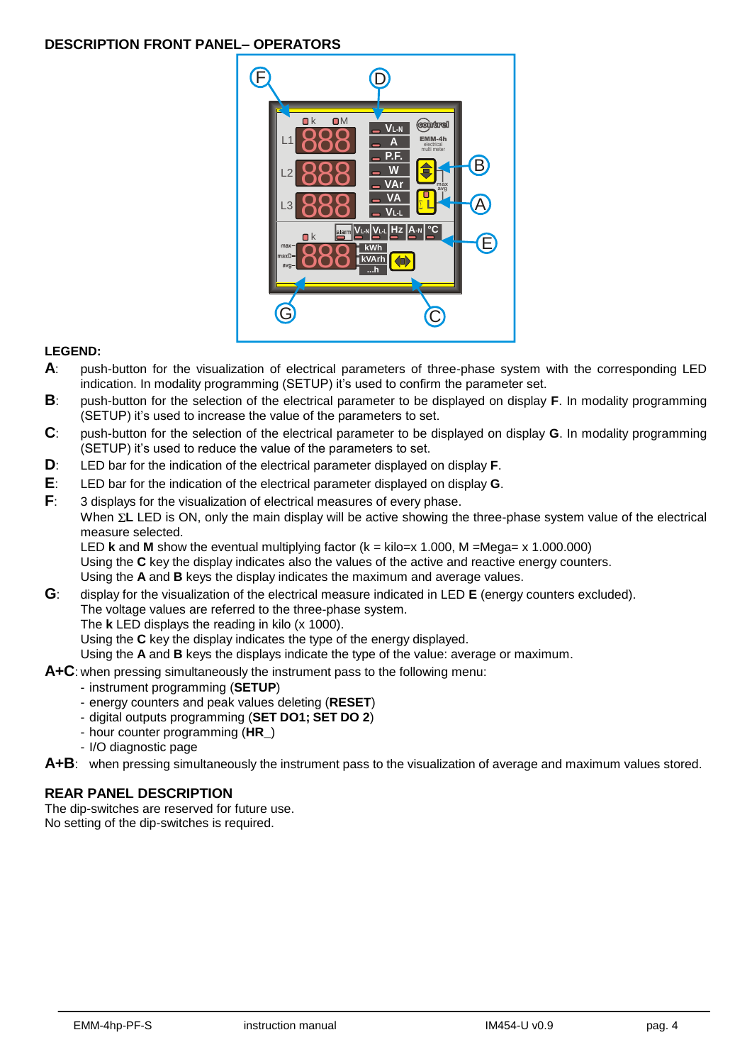## DESCRIPTION FRONT PANEL– OPERATORS

**LEGEND:**

**A**: push-button for the visualization of electrical parameters of three-phase system with the corresponding LED indication. In modality programming (SETUP) it's used to confirm the parameter set.

**B**: push-button for the selection of the electrical parameter to be displayed on display **F**. In modality programming (SETUP) it's used to increase the value of the parameters to set.

**C**: push-button for the selection of the electrical parameter to be displayed on display **G**. In modality programming (SETUP) it's used to reduce the value of the parameters to set.

**D**: LED bar for the indication of the electrical parameter displayed on display **F**.

**E**: LED bar for the indication of the electrical parameter displayed on display **G**.

**F**: 3 displays for the visualization of electrical measures of every phase.
When ΣL LED is ON, only the main display will be active showing the three-phase system value of the electrical measure selected.
LED **k** and **M** show the eventual multiplying factor (k = kilo=x 1.000, M =Mega= x 1.000.000)
Using the **C** key the display indicates also the values of the active and reactive energy counters.
Using the **A** and **B** keys the display indicates the maximum and average values.

**G**: display for the visualization of the electrical measure indicated in LED **E** (energy counters excluded).
The voltage values are referred to the three-phase system.
The **k** LED displays the reading in kilo (x 1000).
Using the **C** key the display indicates the type of the energy displayed.
Using the **A** and **B** keys the displays indicate the type of the value: average or maximum.

**A+C**: when pressing simultaneously the instrument pass to the following menu:
- instrument programming (**SETUP**)
- energy counters and peak values deleting (**RESET**)
- digital outputs programming (**SET DO1; SET DO 2**)
- hour counter programming (**HR_**)
- I/O diagnostic page

**A+B**: when pressing simultaneously the instrument pass to the visualization of average and maximum values stored.

## REAR PANEL DESCRIPTION

The dip-switches are reserved for future use.
No setting of the dip-switches is required.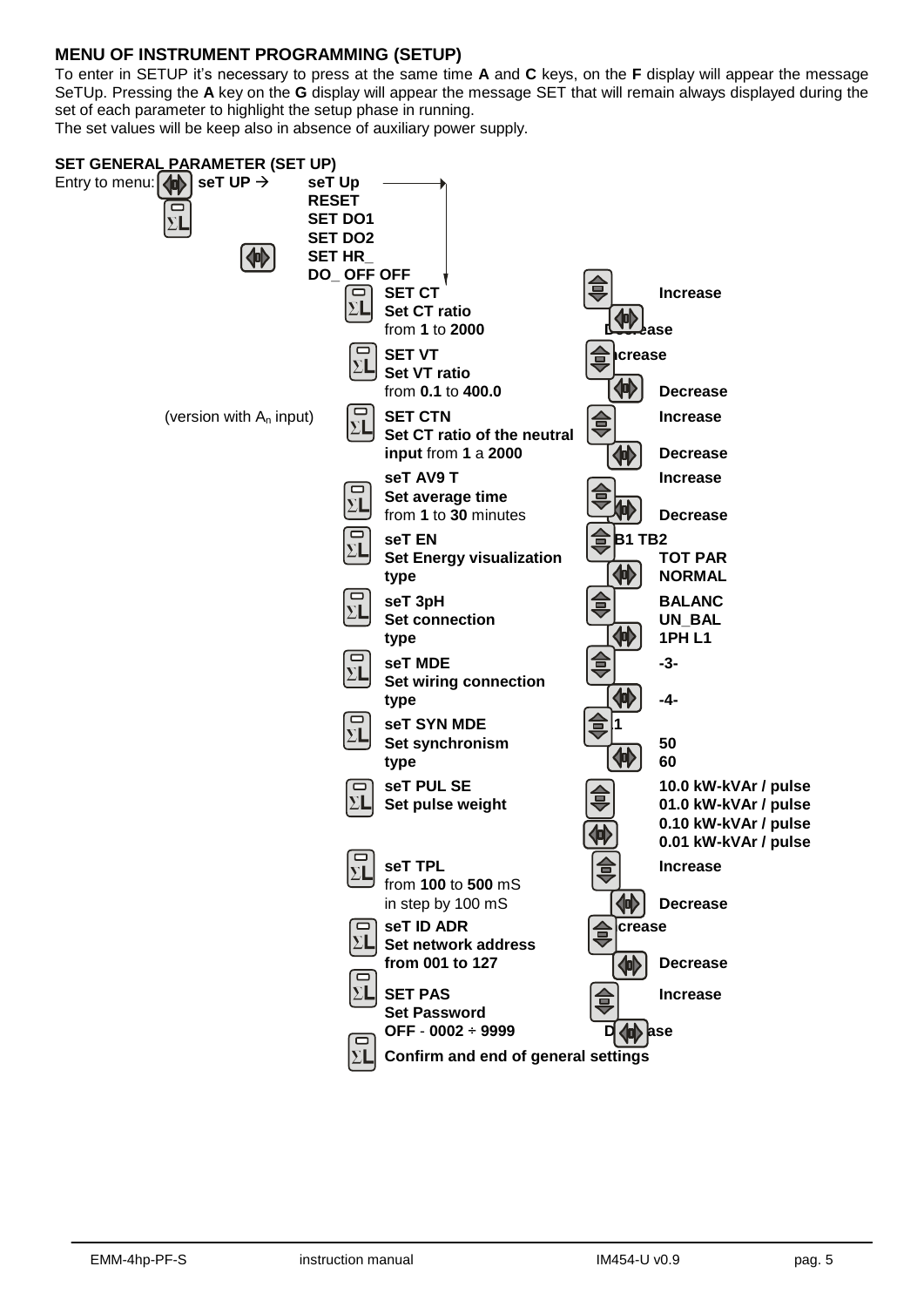## MENU OF INSTRUMENT PROGRAMMING (SETUP)

To enter in SETUP it's necessary to press at the same time **A** and **C** keys, on the **F** display will appear the message SeTUp. Pressing the **A** key on the **G** display will appear the message SET that will remain always displayed during the set of each parameter to highlight the setup phase in running.
The set values will be keep also in absence of auxiliary power supply.

### SET GENERAL PARAMETER (SET UP)

Entry to menu: [◄▮►] **seT UP** → **seT Up**

[ΣL] **RESET**
**SET DO1**
**SET DO2**
[◄▮►] **SET HR_**
**DO_ OFF OFF**

| Key | Parameter | Key | Action / Value |
|---|---|---|---|
| [ΣL] | **SET CT** / **Set CT ratio** / from **1** to **2000** | [▲▼] / [◄▮►] | **Increase** / **Decrease** |
| [ΣL] | **SET VT** / **Set VT ratio** / from **0.1** to **400.0** | [▲▼] / [◄▮►] | **Increase** / **Decrease** |
| [ΣL] (version with $A_n$ input) | **SET CTN** / **Set CT ratio of the neutral input** from **1** a **2000** | [▲▼] / [◄▮►] | **Increase** / **Decrease** |
| [ΣL] | **seT AV9 T** / **Set average time** / from **1** to **30** minutes | [▲▼] / [◄▮►] | **Increase** / **Decrease** |
| [ΣL] | **seT EN** / **Set Energy visualization type** | [▲▼] / [◄▮►] | **TB1 TB2** / **TOT PAR** / **NORMAL** |
| [ΣL] | **seT 3pH** / **Set connection type** | [▲▼] / [◄▮►] | **BALANC** / **UN_BAL** / **1PH L1** |
| [ΣL] | **seT MDE** / **Set wiring connection type** | [▲▼] / [◄▮►] | **-3-** / **-4-** |
| [ΣL] | **seT SYN MDE** / **Set synchronism type** | [▲▼] / [◄▮►] | **L1** / **50** / **60** |
| [ΣL] | **seT PUL SE** / **Set pulse weight** | [▲▼] / [◄▮►] | **10.0 kW-kVAr / pulse** / **01.0 kW-kVAr / pulse** / **0.10 kW-kVAr / pulse** / **0.01 kW-kVAr / pulse** |
| [ΣL] | **seT TPL** / from **100** to **500** mS in step by 100 mS | [▲▼] / [◄▮►] | **Increase** / **Decrease** |
| [ΣL] | **seT ID ADR** / **Set network address** / **from 001 to 127** | [▲▼] / [◄▮►] | **Increase** / **Decrease** |
| [ΣL] | **SET PAS** / **Set Password** / **OFF** - **0002 ÷ 9999** | [▲▼] / [◄▮►] | **Increase** / **Decrease** |
| [ΣL] | **Confirm and end of general settings** | | |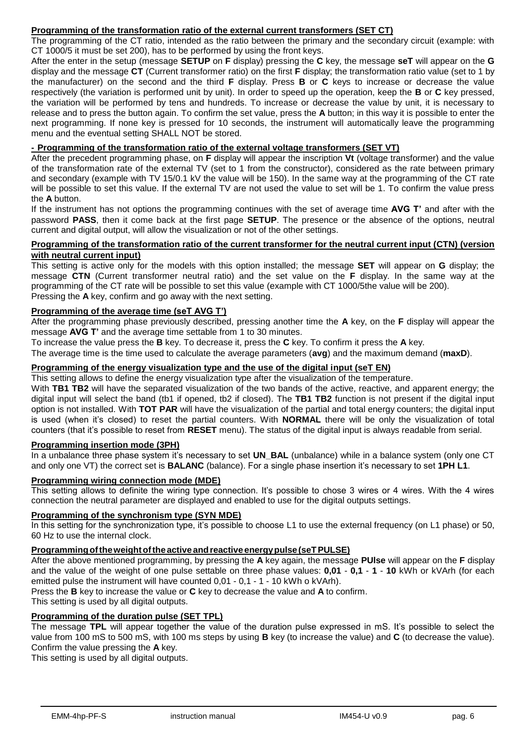**Programming of the transformation ratio of the external current transformers (SET CT)**

The programming of the CT ratio, intended as the ratio between the primary and the secondary circuit (example: with CT 1000/5 it must be set 200), has to be performed by using the front keys.

After the enter in the setup (message **SETUP** on **F** display) pressing the **C** key, the message **seT** will appear on the **G** display and the message **CT** (Current transformer ratio) on the first **F** display; the transformation ratio value (set to 1 by the manufacturer) on the second and the third **F** display. Press **B** or **C** keys to increase or decrease the value respectively (the variation is performed unit by unit). In order to speed up the operation, keep the **B** or **C** key pressed, the variation will be performed by tens and hundreds. To increase or decrease the value by unit, it is necessary to release and to press the button again. To confirm the set value, press the **A** button; in this way it is possible to enter the next programming. If none key is pressed for 10 seconds, the instrument will automatically leave the programming menu and the eventual setting SHALL NOT be stored.

**- Programming of the transformation ratio of the external voltage transformers (SET VT)**

After the precedent programming phase, on **F** display will appear the inscription **Vt** (voltage transformer) and the value of the transformation rate of the external TV (set to 1 from the constructor), considered as the rate between primary and secondary (example with TV 15/0.1 kV the value will be 150). In the same way at the programming of the CT rate will be possible to set this value. If the external TV are not used the value to set will be 1. To confirm the value press the **A** button.

If the instrument has not options the programming continues with the set of average time **AVG T'** and after with the password **PASS**, then it come back at the first page **SETUP**. The presence or the absence of the options, neutral current and digital output, will allow the visualization or not of the other settings.

**Programming of the transformation ratio of the current transformer for the neutral current input (CTN) (version with neutral current input)**

This setting is active only for the models with this option installed; the message **SET** will appear on **G** display; the message **CTN** (Current transformer neutral ratio) and the set value on the **F** display. In the same way at the programming of the CT rate will be possible to set this value (example with CT 1000/5the value will be 200).
Pressing the **A** key, confirm and go away with the next setting.

**Programming of the average time (seT AVG T')**

After the programming phase previously described, pressing another time the **A** key, on the **F** display will appear the message **AVG T'** and the average time settable from 1 to 30 minutes.

To increase the value press the **B** key. To decrease it, press the **C** key. To confirm it press the **A** key.

The average time is the time used to calculate the average parameters (**avg**) and the maximum demand (**maxD**).

**Programming of the energy visualization type and the use of the digital input (seT EN)**

This setting allows to define the energy visualization type after the visualization of the temperature.

With **TB1 TB2** will have the separated visualization of the two bands of the active, reactive, and apparent energy; the digital input will select the band (tb1 if opened, tb2 if closed). The **TB1 TB2** function is not present if the digital input option is not installed. With **TOT PAR** will have the visualization of the partial and total energy counters; the digital input is used (when it's closed) to reset the partial counters. With **NORMAL** there will be only the visualization of total counters (that it's possible to reset from **RESET** menu). The status of the digital input is always readable from serial.

**Programming insertion mode (3PH)**

In a unbalance three phase system it's necessary to set **UN_BAL** (unbalance) while in a balance system (only one CT and only one VT) the correct set is **BALANC** (balance). For a single phase insertion it's necessary to set **1PH L1**.

**Programming wiring connection mode (MDE)**

This setting allows to definite the wiring type connection. It's possible to chose 3 wires or 4 wires. With the 4 wires connection the neutral parameter are displayed and enabled to use for the digital outputs settings.

**Programming of the synchronism type (SYN MDE)**

In this setting for the synchronization type, it's possible to choose L1 to use the external frequency (on L1 phase) or 50, 60 Hz to use the internal clock.

**Programming of the weight of the active and reactive energy pulse (seT PULSE)**

After the above mentioned programming, by pressing the **A** key again, the message **PUlse** will appear on the **F** display and the value of the weight of one pulse settable on three phase values: **0,01** - **0,1** - **1** - **10** kWh or kVArh (for each emitted pulse the instrument will have counted 0,01 - 0,1 - 1 - 10 kWh o kVArh).

Press the **B** key to increase the value or **C** key to decrease the value and **A** to confirm.

This setting is used by all digital outputs.

**Programming of the duration pulse (SET TPL)**

The message **TPL** will appear together the value of the duration pulse expressed in mS. It's possible to select the value from 100 mS to 500 mS, with 100 ms steps by using **B** key (to increase the value) and **C** (to decrease the value). Confirm the value pressing the **A** key.

This setting is used by all digital outputs.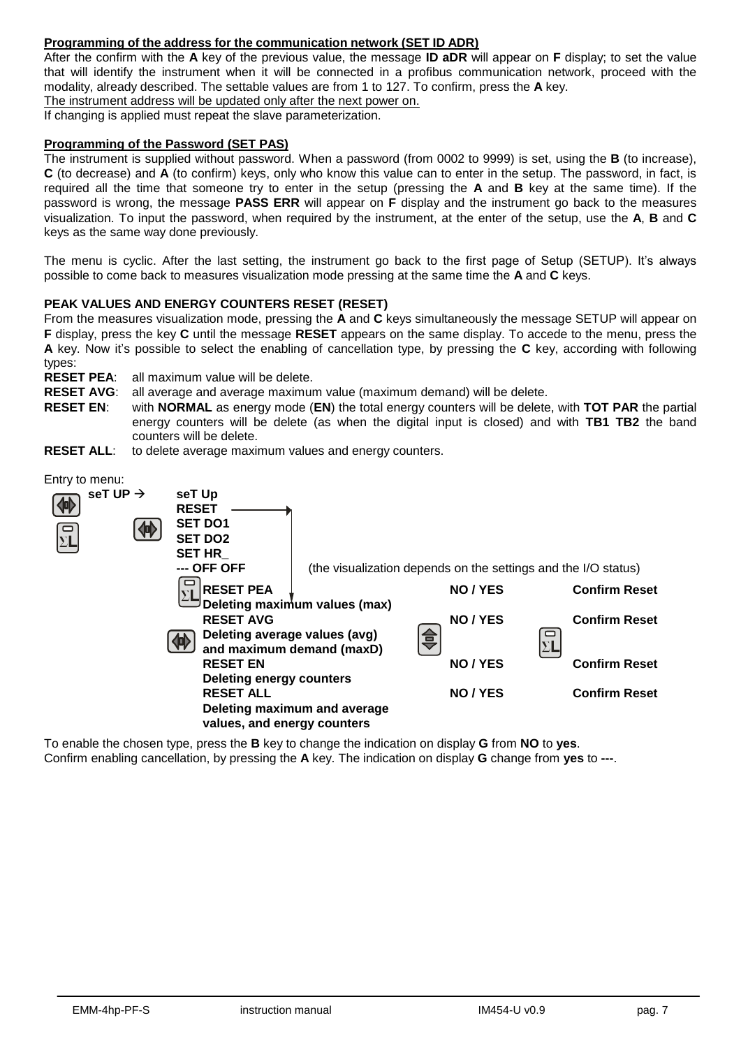**Programming of the address for the communication network (SET ID ADR)**

After the confirm with the **A** key of the previous value, the message **ID aDR** will appear on **F** display; to set the value that will identify the instrument when it will be connected in a profibus communication network, proceed with the modality, already described. The settable values are from 1 to 127. To confirm, press the **A** key.

The instrument address will be updated only after the next power on.

If changing is applied must repeat the slave parameterization.

**Programming of the Password (SET PAS)**

The instrument is supplied without password. When a password (from 0002 to 9999) is set, using the **B** (to increase), **C** (to decrease) and **A** (to confirm) keys, only who know this value can to enter in the setup. The password, in fact, is required all the time that someone try to enter in the setup (pressing the **A** and **B** key at the same time). If the password is wrong, the message **PASS ERR** will appear on **F** display and the instrument go back to the measures visualization. To input the password, when required by the instrument, at the enter of the setup, use the **A**, **B** and **C** keys as the same way done previously.

The menu is cyclic. After the last setting, the instrument go back to the first page of Setup (SETUP). It's always possible to come back to measures visualization mode pressing at the same time the **A** and **C** keys.

**PEAK VALUES AND ENERGY COUNTERS RESET (RESET)**

From the measures visualization mode, pressing the **A** and **C** keys simultaneously the message SETUP will appear on **F** display, press the key **C** until the message **RESET** appears on the same display. To accede to the menu, press the **A** key. Now it's possible to select the enabling of cancellation type, by pressing the **C** key, according with following types:

**RESET PEA**: all maximum value will be delete.

**RESET AVG**: all average and average maximum value (maximum demand) will be delete.

**RESET EN**: with **NORMAL** as energy mode (**EN**) the total energy counters will be delete, with **TOT PAR** the partial energy counters will be delete (as when the digital input is closed) and with **TB1 TB2** the band counters will be delete.

**RESET ALL**: to delete average maximum values and energy counters.

Entry to menu:

**seT UP** → **seT Up**
**RESET**
**SET DO1**
**SET DO2**
**SET HR_**
**--- OFF OFF** (the visualization depends on the settings and the I/O status)

| | | |
|---|---|---|
| **RESET PEA** Deleting maximum values (max) | **NO / YES** | **Confirm Reset** |
| **RESET AVG** Deleting average values (avg) and maximum demand (maxD) | **NO / YES** | **Confirm Reset** |
| **RESET EN** Deleting energy counters | **NO / YES** | **Confirm Reset** |
| **RESET ALL** Deleting maximum and average values, and energy counters | **NO / YES** | **Confirm Reset** |

To enable the chosen type, press the **B** key to change the indication on display **G** from **NO** to **yes**.
Confirm enabling cancellation, by pressing the **A** key. The indication on display **G** change from **yes** to **---**.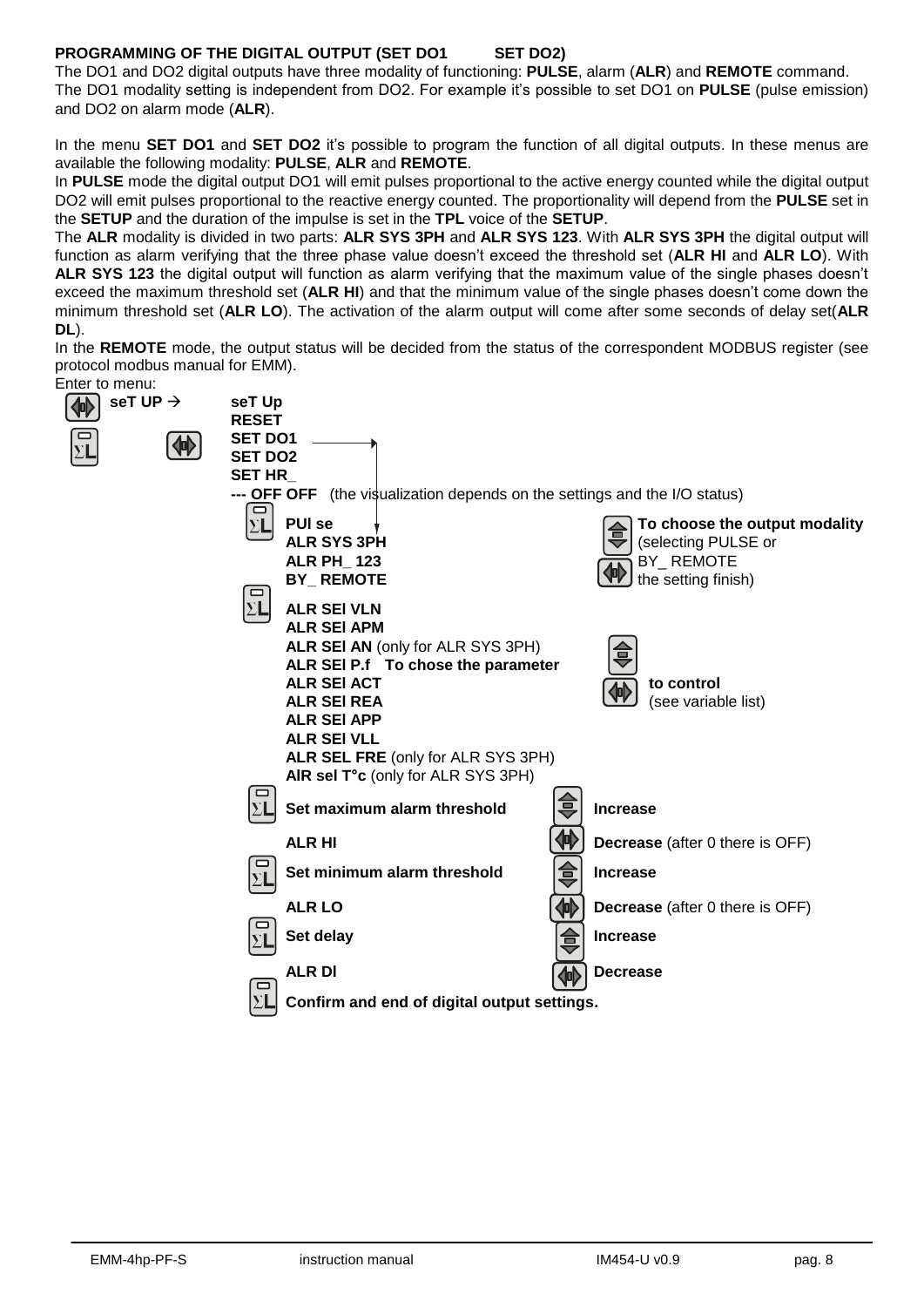**PROGRAMMING OF THE DIGITAL OUTPUT (SET DO1 SET DO2)**

The DO1 and DO2 digital outputs have three modality of functioning: **PULSE**, alarm (**ALR**) and **REMOTE** command.
The DO1 modality setting is independent from DO2. For example it's possible to set DO1 on **PULSE** (pulse emission) and DO2 on alarm mode (**ALR**).

In the menu **SET DO1** and **SET DO2** it's possible to program the function of all digital outputs. In these menus are available the following modality: **PULSE**, **ALR** and **REMOTE**.

In **PULSE** mode the digital output DO1 will emit pulses proportional to the active energy counted while the digital output DO2 will emit pulses proportional to the reactive energy counted. The proportionality will depend from the **PULSE** set in the **SETUP** and the duration of the impulse is set in the **TPL** voice of the **SETUP**.

The **ALR** modality is divided in two parts: **ALR SYS 3PH** and **ALR SYS 123**. With **ALR SYS 3PH** the digital output will function as alarm verifying that the three phase value doesn't exceed the threshold set (**ALR HI** and **ALR LO**). With **ALR SYS 123** the digital output will function as alarm verifying that the maximum value of the single phases doesn't exceed the maximum threshold set (**ALR HI**) and that the minimum value of the single phases doesn't come down the minimum threshold set (**ALR LO**). The activation of the alarm output will come after some seconds of delay set(**ALR DL**).

In the **REMOTE** mode, the output status will be decided from the status of the correspondent MODBUS register (see protocol modbus manual for EMM).

Enter to menu:

- [◄▐►] **seT UP** → **seT Up**
  - **RESET**
- [ΣL] [◄▐►] **SET DO1** → 
  - **SET DO2**
  - **SET HR_**
  - **--- OFF OFF** (the visualization depends on the settings and the I/O status)
- [ΣL] **PUl se** / **ALR SYS 3PH** / **ALR PH_ 123** / **BY_ REMOTE** — [▲▼] **To choose the output modality** (selecting PULSE or BY_ REMOTE [◄▐►] the setting finish)
- [ΣL] **ALR SEl VLN** / **ALR SEl APM** / **ALR SEl AN** (only for ALR SYS 3PH) / **ALR SEl P.f** / **ALR SEl ACT** / **ALR SEl REA** / **ALR SEl APP** / **ALR SEl VLL** / **ALR SEL FRE** (only for ALR SYS 3PH) / **AlR sel T°c** (only for ALR SYS 3PH) — **To chose the parameter** [▲▼] [◄▐►] **to control** (see variable list)
- [ΣL] **Set maximum alarm threshold** — **ALR HI** — [▲▼] **Increase**, [◄▐►] **Decrease** (after 0 there is OFF)
- [ΣL] **Set minimum alarm threshold** — **ALR LO** — [▲▼] **Increase**, [◄▐►] **Decrease** (after 0 there is OFF)
- [ΣL] **Set delay** — **ALR Dl** — [▲▼] **Increase**, [◄▐►] **Decrease**
- [ΣL] **Confirm and end of digital output settings.**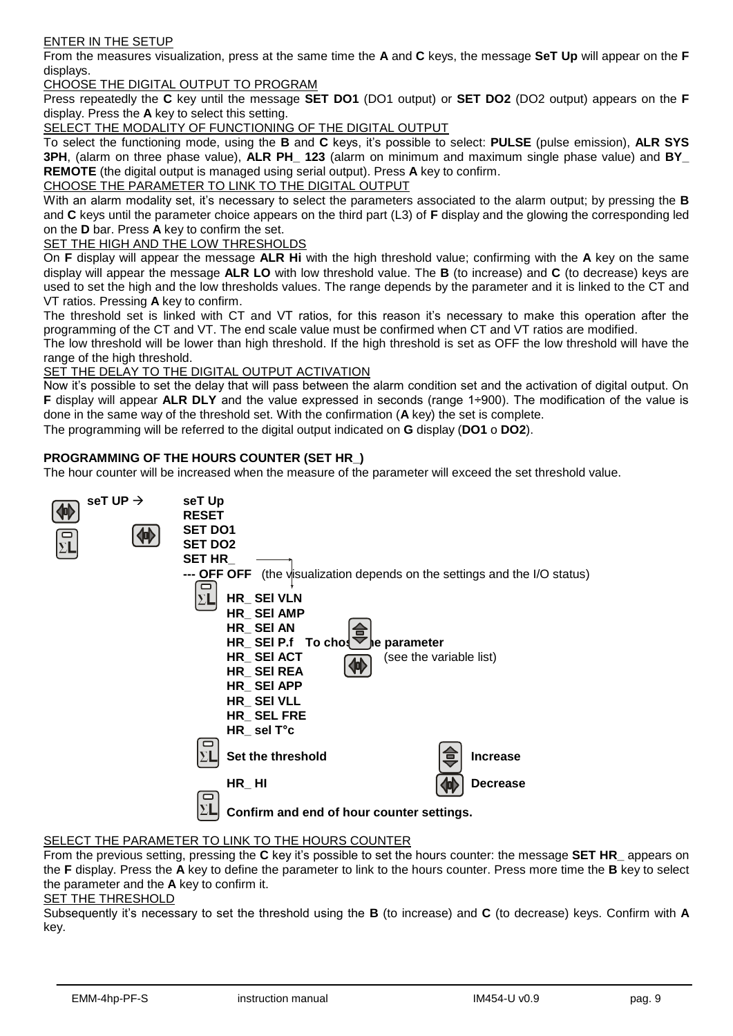ENTER IN THE SETUP

From the measures visualization, press at the same time the **A** and **C** keys, the message **SeT Up** will appear on the **F** displays.

CHOOSE THE DIGITAL OUTPUT TO PROGRAM

Press repeatedly the **C** key until the message **SET DO1** (DO1 output) or **SET DO2** (DO2 output) appears on the **F** display. Press the **A** key to select this setting.

SELECT THE MODALITY OF FUNCTIONING OF THE DIGITAL OUTPUT

To select the functioning mode, using the **B** and **C** keys, it's possible to select: **PULSE** (pulse emission), **ALR SYS 3PH**, (alarm on three phase value), **ALR PH_ 123** (alarm on minimum and maximum single phase value) and **BY_ REMOTE** (the digital output is managed using serial output). Press **A** key to confirm.

CHOOSE THE PARAMETER TO LINK TO THE DIGITAL OUTPUT

With an alarm modality set, it's necessary to select the parameters associated to the alarm output; by pressing the **B** and **C** keys until the parameter choice appears on the third part (L3) of **F** display and the glowing the corresponding led on the **D** bar. Press **A** key to confirm the set.

SET THE HIGH AND THE LOW THRESHOLDS

On **F** display will appear the message **ALR Hi** with the high threshold value; confirming with the **A** key on the same display will appear the message **ALR LO** with low threshold value. The **B** (to increase) and **C** (to decrease) keys are used to set the high and the low thresholds values. The range depends by the parameter and it is linked to the CT and VT ratios. Pressing **A** key to confirm.

The threshold set is linked with CT and VT ratios, for this reason it's necessary to make this operation after the programming of the CT and VT. The end scale value must be confirmed when CT and VT ratios are modified.

The low threshold will be lower than high threshold. If the high threshold is set as OFF the low threshold will have the range of the high threshold.

SET THE DELAY TO THE DIGITAL OUTPUT ACTIVATION

Now it's possible to set the delay that will pass between the alarm condition set and the activation of digital output. On **F** display will appear **ALR DLY** and the value expressed in seconds (range 1÷900). The modification of the value is done in the same way of the threshold set. With the confirmation (**A** key) the set is complete.

The programming will be referred to the digital output indicated on **G** display (**DO1** o **DO2**).

**PROGRAMMING OF THE HOURS COUNTER (SET HR_)**

The hour counter will be increased when the measure of the parameter will exceed the set threshold value.

**seT UP →**

**seT Up**
**RESET**
**SET DO1**
**SET DO2**
**SET HR_**
**--- OFF OFF** (the visualization depends on the settings and the I/O status)

**HR_ SEl VLN**
**HR_ SEl AMP**
**HR_ SEl AN**
**HR_ SEl P.f** **To chose the parameter** (see the variable list)
**HR_ SEl ACT**
**HR_ SEl REA**
**HR_ SEl APP**
**HR_ SEl VLL**
**HR_ SEL FRE**
**HR_ sel T°c**

**Set the threshold** — **Increase**

**HR_ HI** — **Decrease**

**Confirm and end of hour counter settings.**

SELECT THE PARAMETER TO LINK TO THE HOURS COUNTER

From the previous setting, pressing the **C** key it's possible to set the hours counter: the message **SET HR_** appears on the **F** display. Press the **A** key to define the parameter to link to the hours counter. Press more time the **B** key to select the parameter and the **A** key to confirm it.

SET THE THRESHOLD

Subsequently it's necessary to set the threshold using the **B** (to increase) and **C** (to decrease) keys. Confirm with **A** key.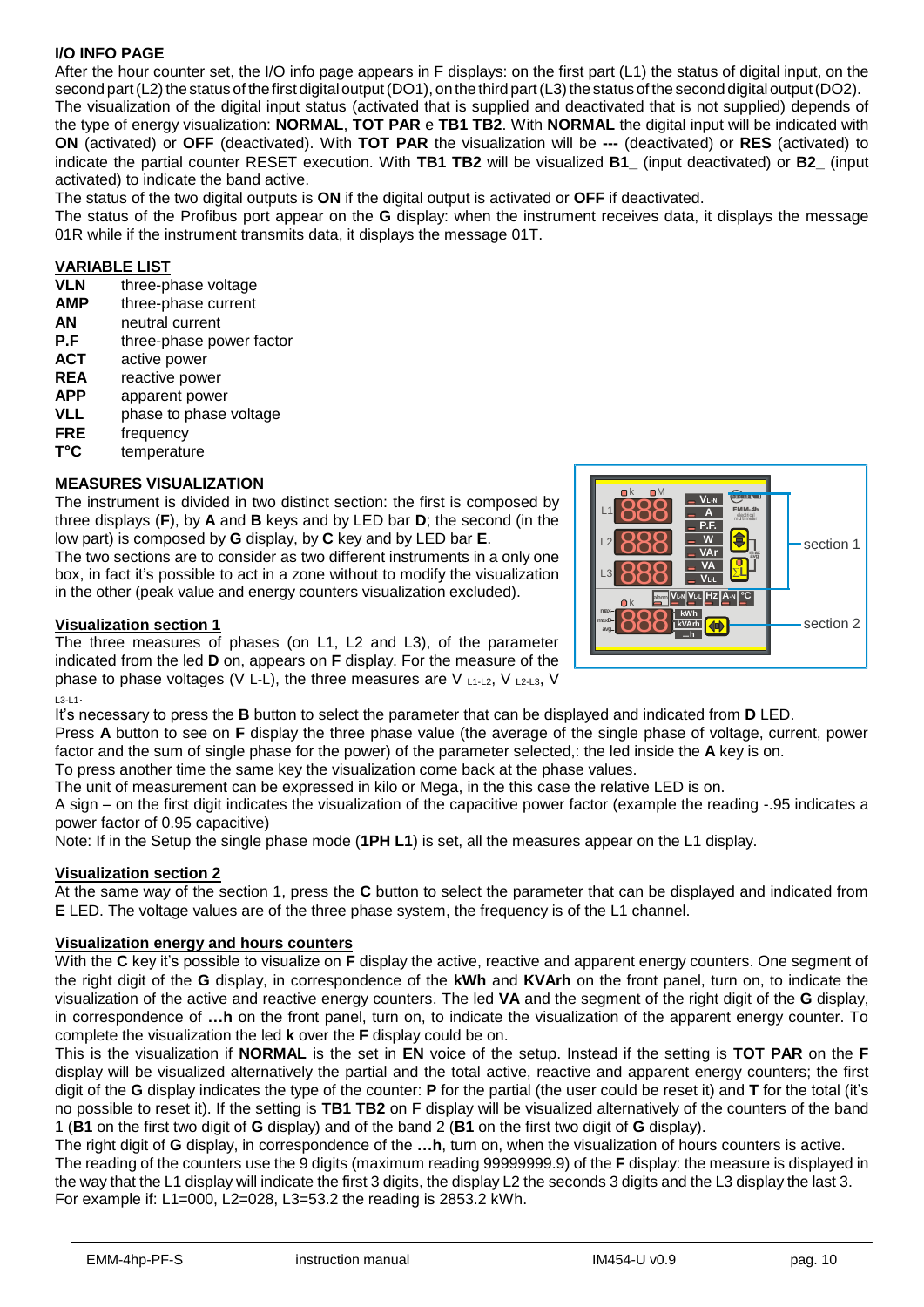**I/O INFO PAGE**

After the hour counter set, the I/O info page appears in F displays: on the first part (L1) the status of digital input, on the second part (L2) the status of the first digital output (DO1), on the third part (L3) the status of the second digital output (DO2).
The visualization of the digital input status (activated that is supplied and deactivated that is not supplied) depends of the type of energy visualization: **NORMAL**, **TOT PAR** e **TB1 TB2**. With **NORMAL** the digital input will be indicated with **ON** (activated) or **OFF** (deactivated). With **TOT PAR** the visualization will be **---** (deactivated) or **RES** (activated) to indicate the partial counter RESET execution. With **TB1 TB2** will be visualized **B1_** (input deactivated) or **B2_** (input activated) to indicate the band active.
The status of the two digital outputs is **ON** if the digital output is activated or **OFF** if deactivated.
The status of the Profibus port appear on the **G** display: when the instrument receives data, it displays the message 01R while if the instrument transmits data, it displays the message 01T.

**VARIABLE LIST**

- **VLN** three-phase voltage
- **AMP** three-phase current
- **AN** neutral current
- **P.F** three-phase power factor
- **ACT** active power
- **REA** reactive power
- **APP** apparent power
- **VLL** phase to phase voltage
- **FRE** frequency
- **T°C** temperature

**MEASURES VISUALIZATION**

The instrument is divided in two distinct section: the first is composed by three displays (**F**), by **A** and **B** keys and by LED bar **D**; the second (in the low part) is composed by **G** display, by **C** key and by LED bar **E**.
The two sections are to consider as two different instruments in a only one box, in fact it's possible to act in a zone without to modify the visualization in the other (peak value and energy counters visualization excluded).

section 1

section 2

**Visualization section 1**

The three measures of phases (on L1, L2 and L3), of the parameter indicated from the led **D** on, appears on **F** display. For the measure of the phase to phase voltages (V L-L), the three measures are $V_{L1-L2}$, $V_{L2-L3}$, $V_{L3-L1}$.
It's necessary to press the **B** button to select the parameter that can be displayed and indicated from **D** LED.
Press **A** button to see on **F** display the three phase value (the average of the single phase of voltage, current, power factor and the sum of single phase for the power) of the parameter selected,: the led inside the **A** key is on.
To press another time the same key the visualization come back at the phase values.
The unit of measurement can be expressed in kilo or Mega, in the this case the relative LED is on.
A sign – on the first digit indicates the visualization of the capacitive power factor (example the reading -.95 indicates a power factor of 0.95 capacitive)
Note: If in the Setup the single phase mode (**1PH L1**) is set, all the measures appear on the L1 display.

**Visualization section 2**

At the same way of the section 1, press the **C** button to select the parameter that can be displayed and indicated from **E** LED. The voltage values are of the three phase system, the frequency is of the L1 channel.

**Visualization energy and hours counters**

With the **C** key it's possible to visualize on **F** display the active, reactive and apparent energy counters. One segment of the right digit of the **G** display, in correspondence of the **kWh** and **KVArh** on the front panel, turn on, to indicate the visualization of the active and reactive energy counters. The led **VA** and the segment of the right digit of the **G** display, in correspondence of **…h** on the front panel, turn on, to indicate the visualization of the apparent energy counter. To complete the visualization the led **k** over the **F** display could be on.
This is the visualization if **NORMAL** is the set in **EN** voice of the setup. Instead if the setting is **TOT PAR** on the **F** display will be visualized alternatively the partial and the total active, reactive and apparent energy counters; the first digit of the **G** display indicates the type of the counter: **P** for the partial (the user could be reset it) and **T** for the total (it's no possible to reset it). If the setting is **TB1 TB2** on F display will be visualized alternatively of the counters of the band 1 (**B1** on the first two digit of **G** display) and of the band 2 (**B1** on the first two digit of **G** display).
The right digit of **G** display, in correspondence of the **…h**, turn on, when the visualization of hours counters is active.
The reading of the counters use the 9 digits (maximum reading 99999999.9) of the **F** display: the measure is displayed in the way that the L1 display will indicate the first 3 digits, the display L2 the seconds 3 digits and the L3 display the last 3.
For example if: L1=000, L2=028, L3=53.2 the reading is 2853.2 kWh.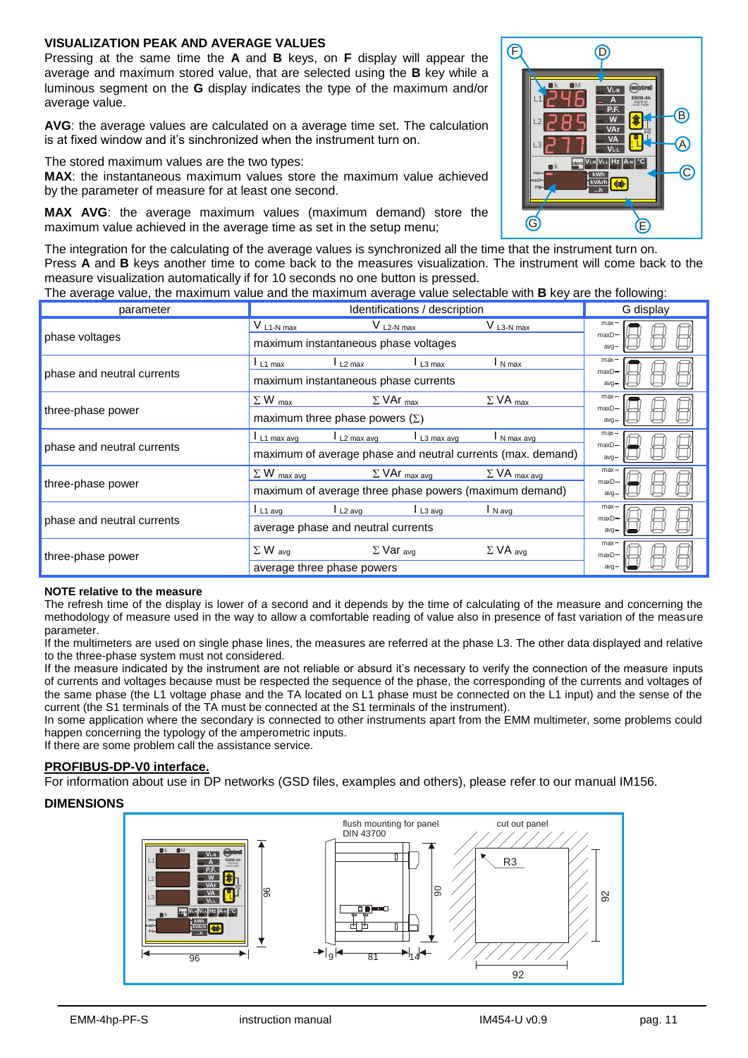**VISUALIZATION PEAK AND AVERAGE VALUES**

Pressing at the same time the **A** and **B** keys, on **F** display will appear the average and maximum stored value, that are selected using the **B** key while a luminous segment on the **G** display indicates the type of the maximum and/or average value.

**AVG**: the average values are calculated on a average time set. The calculation is at fixed window and it's synchronized when the instrument turn on.

The stored maximum values are the two types:
**MAX**: the instantaneous maximum values store the maximum value achieved by the parameter of measure for at least one second.

**MAX AVG**: the average maximum values (maximum demand) store the maximum value achieved in the average time as set in the setup menu;

The integration for the calculating of the average values is synchronized all the time that the instrument turn on.
Press **A** and **B** keys another time to come back to the measures visualization. The instrument will come back to the measure visualization automatically if for 10 seconds no one button is pressed.
The average value, the maximum value and the maximum average value selectable with **B** key are the following:

| parameter | Identifications / description | G display |
|---|---|---|
| phase voltages | $V_{L1\text{-}N\ max}$ $V_{L2\text{-}N\ max}$ $V_{L3\text{-}N\ max}$ — maximum instantaneous phase voltages | max |
| phase and neutral currents | $I_{L1\ max}$ $I_{L2\ max}$ $I_{L3\ max}$ $I_{N\ max}$ — maximum instantaneous phase currents | max |
| three-phase power | $\Sigma$ W $_{max}$ $\Sigma$ VAr $_{max}$ $\Sigma$ VA $_{max}$ — maximum three phase powers ($\Sigma$) | max |
| phase and neutral currents | $I_{L1\ max\ avg}$ $I_{L2\ max\ avg}$ $I_{L3\ max\ avg}$ $I_{N\ max\ avg}$ — maximum of average phase and neutral currents (max. demand) | maxD |
| three-phase power | $\Sigma$ W $_{max\ avg}$ $\Sigma$ VAr $_{max\ avg}$ $\Sigma$ VA $_{max\ avg}$ — maximum of average three phase powers (maximum demand) | maxD |
| phase and neutral currents | $I_{L1\ avg}$ $I_{L2\ avg}$ $I_{L3\ avg}$ $I_{N\ avg}$ — average phase and neutral currents | avg |
| three-phase power | $\Sigma$ W $_{avg}$ $\Sigma$ Var $_{avg}$ $\Sigma$ VA $_{avg}$ — average three phase powers | avg |

**NOTE relative to the measure**

The refresh time of the display is lower of a second and it depends by the time of calculating of the measure and concerning the methodology of measure used in the way to allow a comfortable reading of value also in presence of fast variation of the measure parameter.
If the multimeters are used on single phase lines, the measures are referred at the phase L3. The other data displayed and relative to the three-phase system must not considered.
If the measure indicated by the instrument are not reliable or absurd it's necessary to verify the connection of the measure inputs of currents and voltages because must be respected the sequence of the phase, the corresponding of the currents and voltages of the same phase (the L1 voltage phase and the TA located on L1 phase must be connected on the L1 input) and the sense of the current (the S1 terminals of the TA must be connected at the S1 terminals of the instrument).
In some application where the secondary is connected to other instruments apart from the EMM multimeter, some problems could happen concerning the typology of the amperometric inputs.
If there are some problem call the assistance service.

**PROFIBUS-DP-V0 interface.**

For information about use in DP networks (GSD files, examples and others), please refer to our manual IM156.

**DIMENSIONS**

flush mounting for panel DIN 43700 — cut out panel

Front: 96 × 96; depth: 9 + 81 + 14; height 90; cut out: 92 × 92, R3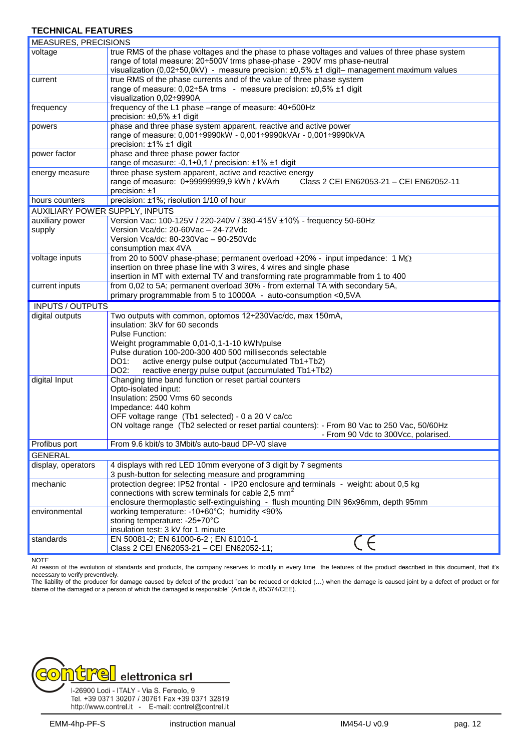## TECHNICAL FEATURES

| | |
|---|---|
| MEASURES, PRECISIONS | |
| voltage | true RMS of the phase voltages and the phase to phase voltages and values of three phase system<br>range of total measure: 20÷500V trms phase-phase - 290V rms phase-neutral<br>visualization (0,02÷50,0kV) - measure precision: ±0,5% ±1 digit– management maximum values |
| current | true RMS of the phase currents and of the value of three phase system<br>range of measure: 0,02÷5A trms - measure precision: ±0,5% ±1 digit<br>visualization 0,02÷9990A |
| frequency | frequency of the L1 phase –range of measure: 40÷500Hz<br>precision: ±0,5% ±1 digit |
| powers | phase and three phase system apparent, reactive and active power<br>range of measure: 0,001÷9990kW - 0,001÷9990kVAr - 0,001÷9990kVA<br>precision: ±1% ±1 digit |
| power factor | phase and three phase power factor<br>range of measure: -0,1÷0,1 / precision: ±1% ±1 digit |
| energy measure | three phase system apparent, active and reactive energy<br>range of measure: 0÷99999999,9 kWh / kVArh Class 2 CEI EN62053-21 – CEI EN62052-11<br>precision: ±1 |
| hours counters | precision: ±1%; risolution 1/10 of hour |
| AUXILIARY POWER SUPPLY, INPUTS | |
| auxiliary power supply | Version Vac: 100-125V / 220-240V / 380-415V ±10% - frequency 50-60Hz<br>Version Vca/dc: 20-60Vac – 24-72Vdc<br>Version Vca/dc: 80-230Vac – 90-250Vdc<br>consumption max 4VA |
| voltage inputs | from 20 to 500V phase-phase; permanent overload +20% - input impedance: 1 MΩ<br>insertion on three phase line with 3 wires, 4 wires and single phase<br>insertion in MT with external TV and transforming rate programmable from 1 to 400 |
| current inputs | from 0,02 to 5A; permanent overload 30% - from external TA with secondary 5A,<br>primary programmable from 5 to 10000A - auto-consumption <0,5VA |
| INPUTS / OUTPUTS | |
| digital outputs | Two outputs with common, optomos 12÷230Vac/dc, max 150mA,<br>insulation: 3kV for 60 seconds<br>Pulse Function:<br>Weight programmable 0,01-0,1-1-10 kWh/pulse<br>Pulse duration 100-200-300 400 500 milliseconds selectable<br>DO1: active energy pulse output (accumulated Tb1+Tb2)<br>DO2: reactive energy pulse output (accumulated Tb1+Tb2) |
| digital Input | Changing time band function or reset partial counters<br>Opto-isolated input:<br>Insulation: 2500 Vrms 60 seconds<br>Impedance: 440 kohm<br>OFF voltage range (Tb1 selected) - 0 a 20 V ca/cc<br>ON voltage range (Tb2 selected or reset partial counters): - From 80 Vac to 250 Vac, 50/60Hz<br>- From 90 Vdc to 300Vcc, polarised. |
| Profibus port | From 9.6 kbit/s to 3Mbit/s auto-baud DP-V0 slave |
| GENERAL | |
| display, operators | 4 displays with red LED 10mm everyone of 3 digit by 7 segments<br>3 push-button for selecting measure and programming |
| mechanic | protection degree: IP52 frontal - IP20 enclosure and terminals - weight: about 0,5 kg<br>connections with screw terminals for cable 2,5 mm$^2$<br>enclosure thermoplastic self-extinguishing - flush mounting DIN 96x96mm, depth 95mm |
| environmental | working temperature: -10÷60°C; humidity <90%<br>storing temperature: -25÷70°C<br>insulation test: 3 kV for 1 minute |
| standards | EN 50081-2; EN 61000-6-2 ; EN 61010-1<br>Class 2 CEI EN62053-21 – CEI EN62052-11; CE |

NOTE

At reason of the evolution of standards and products, the company reserves to modify in every time the features of the product described in this document, that it's necessary to verify preventively.

The liability of the producer for damage caused by defect of the product "can be reduced or deleted (…) when the damage is caused joint by a defect of product or for blame of the damaged or a person of which the damaged is responsible" (Article 8, 85/374/CEE).

contrel elettronica srl

I-26900 Lodi - ITALY - Via S. Fereolo, 9
Tel. +39 0371 30207 / 30761 Fax +39 0371 32819
http://www.contrel.it - E-mail: contrel@contrel.it